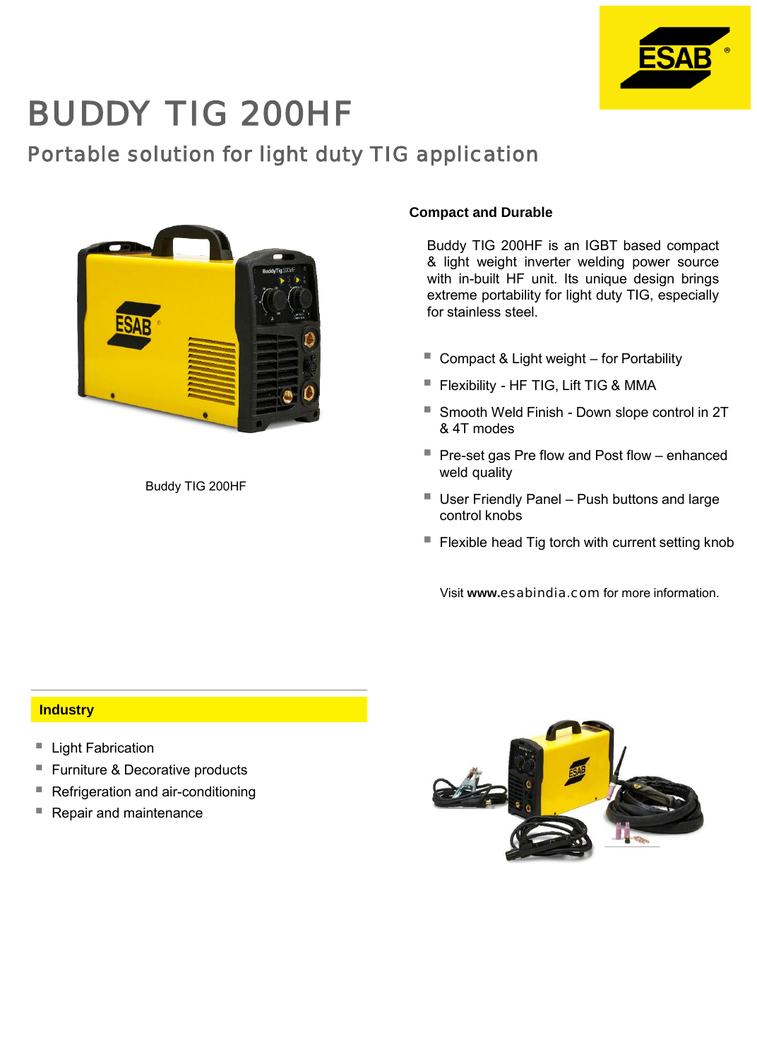# BUDDY TIG 200HF

## Portable solution for light duty TIG application

Buddy TIG 200HF

### Compact and Durable

Buddy TIG 200HF is an IGBT based compact & light weight inverter welding power source with in-built HF unit. Its unique design brings extreme portability for light duty TIG, especially for stainless steel.

- Compact & Light weight – for Portability
- Flexibility - HF TIG, Lift TIG & MMA
- Smooth Weld Finish - Down slope control in 2T & 4T modes
- Pre-set gas Pre flow and Post flow – enhanced weld quality
- User Friendly Panel – Push buttons and large control knobs
- Flexible head Tig torch with current setting knob

Visit **www.**esabindia.com for more information.

### Industry

- Light Fabrication
- Furniture & Decorative products
- Refrigeration and air-conditioning
- Repair and maintenance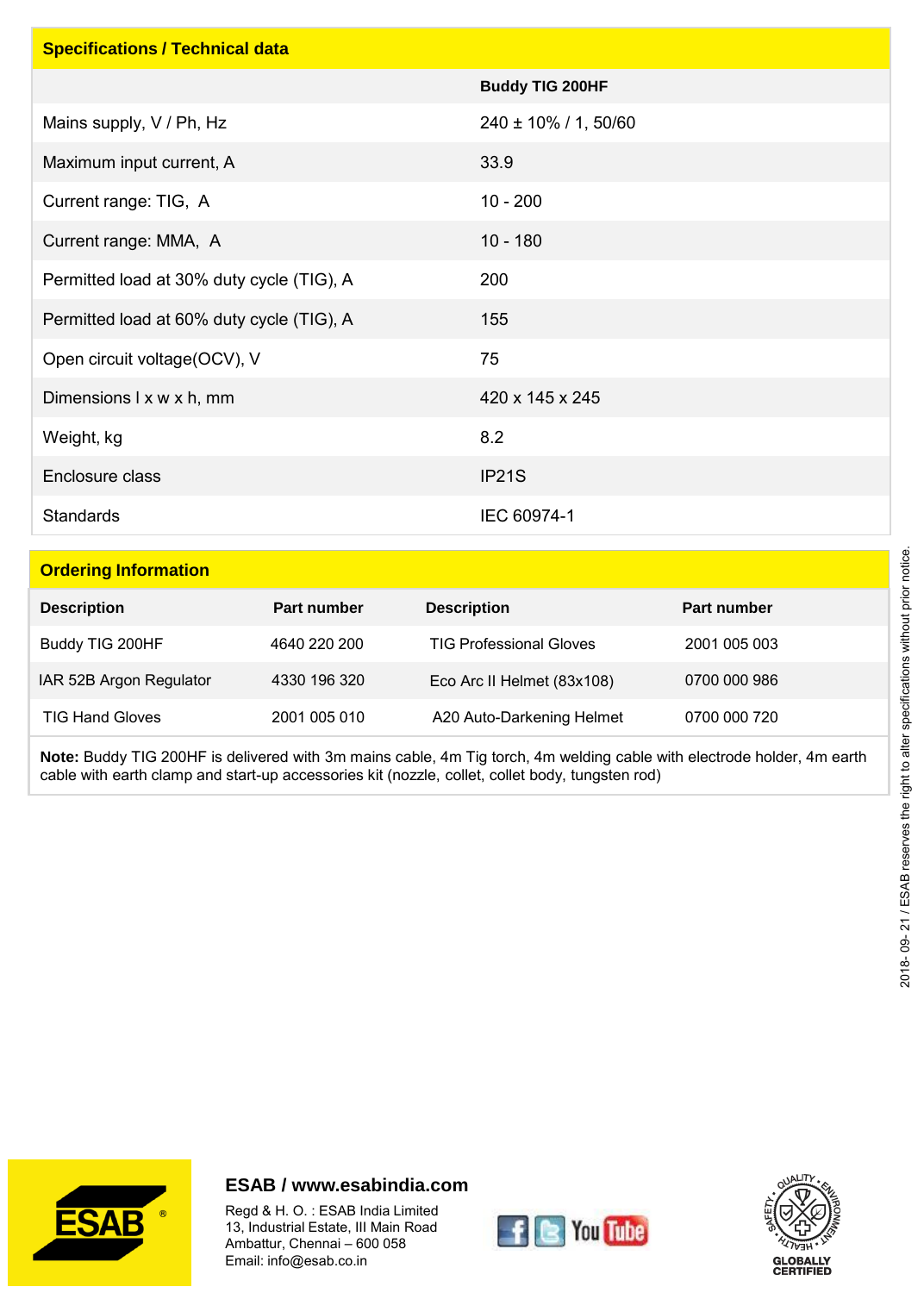## Specifications / Technical data

| | Buddy TIG 200HF |
|---|---|
| Mains supply, V / Ph, Hz | 240 ± 10% / 1, 50/60 |
| Maximum input current, A | 33.9 |
| Current range: TIG, A | 10 - 200 |
| Current range: MMA, A | 10 - 180 |
| Permitted load at 30% duty cycle (TIG), A | 200 |
| Permitted load at 60% duty cycle (TIG), A | 155 |
| Open circuit voltage(OCV), V | 75 |
| Dimensions l x w x h, mm | 420 x 145 x 245 |
| Weight, kg | 8.2 |
| Enclosure class | IP21S |
| Standards | IEC 60974-1 |

## Ordering Information

| Description | Part number | Description | Part number |
|---|---|---|---|
| Buddy TIG 200HF | 4640 220 200 | TIG Professional Gloves | 2001 005 003 |
| IAR 52B Argon Regulator | 4330 196 320 | Eco Arc II Helmet (83x108) | 0700 000 986 |
| TIG Hand Gloves | 2001 005 010 | A20 Auto-Darkening Helmet | 0700 000 720 |

**Note:** Buddy TIG 200HF is delivered with 3m mains cable, 4m Tig torch, 4m welding cable with electrode holder, 4m earth cable with earth clamp and start-up accessories kit (nozzle, collet, collet body, tungsten rod)

2018- 09- 21 / ESAB reserves the right to alter specifications without prior notice.

**ESAB / www.esabindia.com**

Regd & H. O. : ESAB India Limited
13, Industrial Estate, III Main Road
Ambattur, Chennai – 600 058
Email: info@esab.co.in

SAFETY • QUALITY • ENVIRONMENT • HEALTH
GLOBALLY CERTIFIED